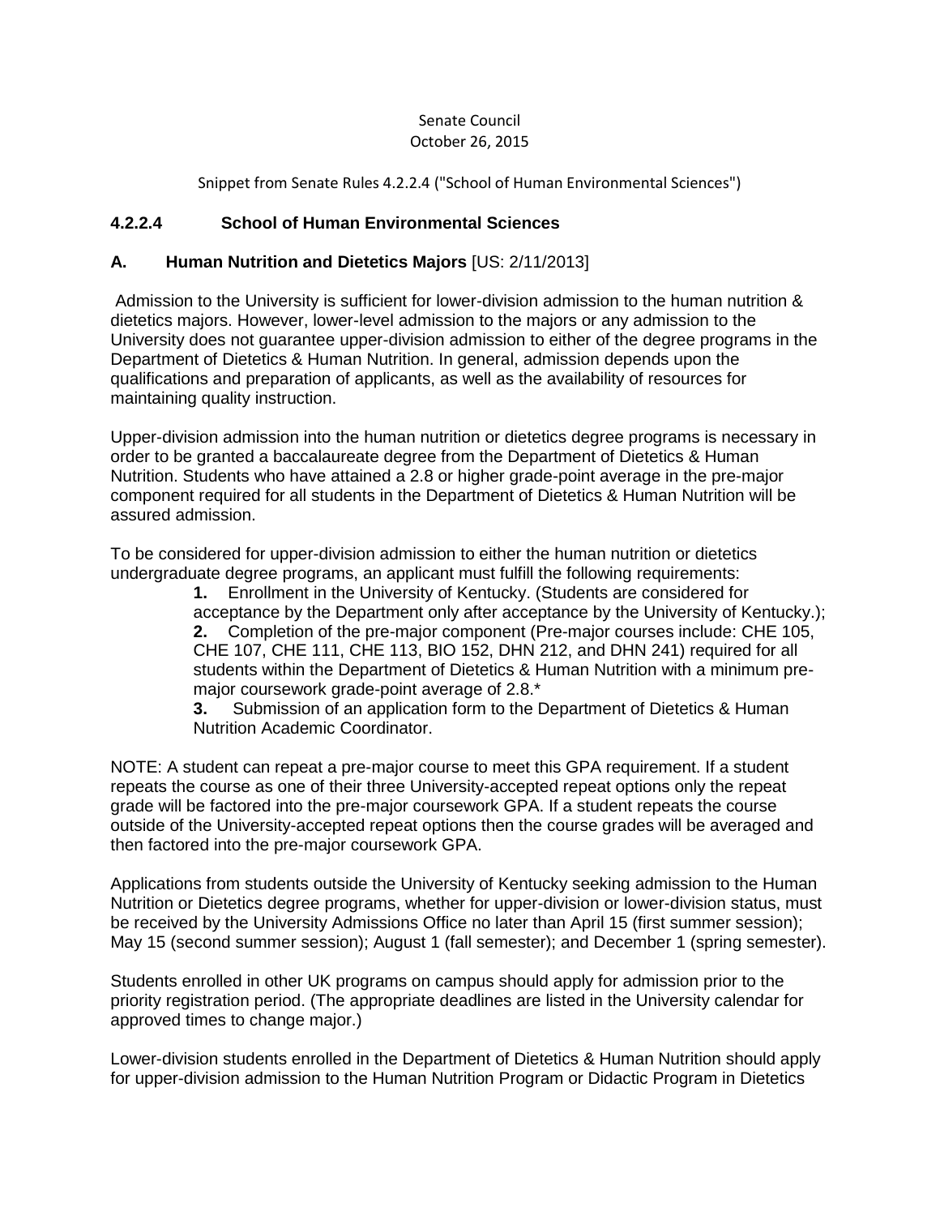Senate Council
October 26, 2015

Snippet from Senate Rules 4.2.2.4 ("School of Human Environmental Sciences")

### 4.2.2.4 School of Human Environmental Sciences

**A. Human Nutrition and Dietetics Majors** [US: 2/11/2013]

Admission to the University is sufficient for lower-division admission to the human nutrition & dietetics majors. However, lower-level admission to the majors or any admission to the University does not guarantee upper-division admission to either of the degree programs in the Department of Dietetics & Human Nutrition. In general, admission depends upon the qualifications and preparation of applicants, as well as the availability of resources for maintaining quality instruction.

Upper-division admission into the human nutrition or dietetics degree programs is necessary in order to be granted a baccalaureate degree from the Department of Dietetics & Human Nutrition. Students who have attained a 2.8 or higher grade-point average in the pre-major component required for all students in the Department of Dietetics & Human Nutrition will be assured admission.

To be considered for upper-division admission to either the human nutrition or dietetics undergraduate degree programs, an applicant must fulfill the following requirements:

**1.** Enrollment in the University of Kentucky. (Students are considered for acceptance by the Department only after acceptance by the University of Kentucky.);
**2.** Completion of the pre-major component (Pre-major courses include: CHE 105, CHE 107, CHE 111, CHE 113, BIO 152, DHN 212, and DHN 241) required for all students within the Department of Dietetics & Human Nutrition with a minimum pre-major coursework grade-point average of 2.8.*
**3.** Submission of an application form to the Department of Dietetics & Human Nutrition Academic Coordinator.

NOTE: A student can repeat a pre-major course to meet this GPA requirement. If a student repeats the course as one of their three University-accepted repeat options only the repeat grade will be factored into the pre-major coursework GPA. If a student repeats the course outside of the University-accepted repeat options then the course grades will be averaged and then factored into the pre-major coursework GPA.

Applications from students outside the University of Kentucky seeking admission to the Human Nutrition or Dietetics degree programs, whether for upper-division or lower-division status, must be received by the University Admissions Office no later than April 15 (first summer session); May 15 (second summer session); August 1 (fall semester); and December 1 (spring semester).

Students enrolled in other UK programs on campus should apply for admission prior to the priority registration period. (The appropriate deadlines are listed in the University calendar for approved times to change major.)

Lower-division students enrolled in the Department of Dietetics & Human Nutrition should apply for upper-division admission to the Human Nutrition Program or Didactic Program in Dietetics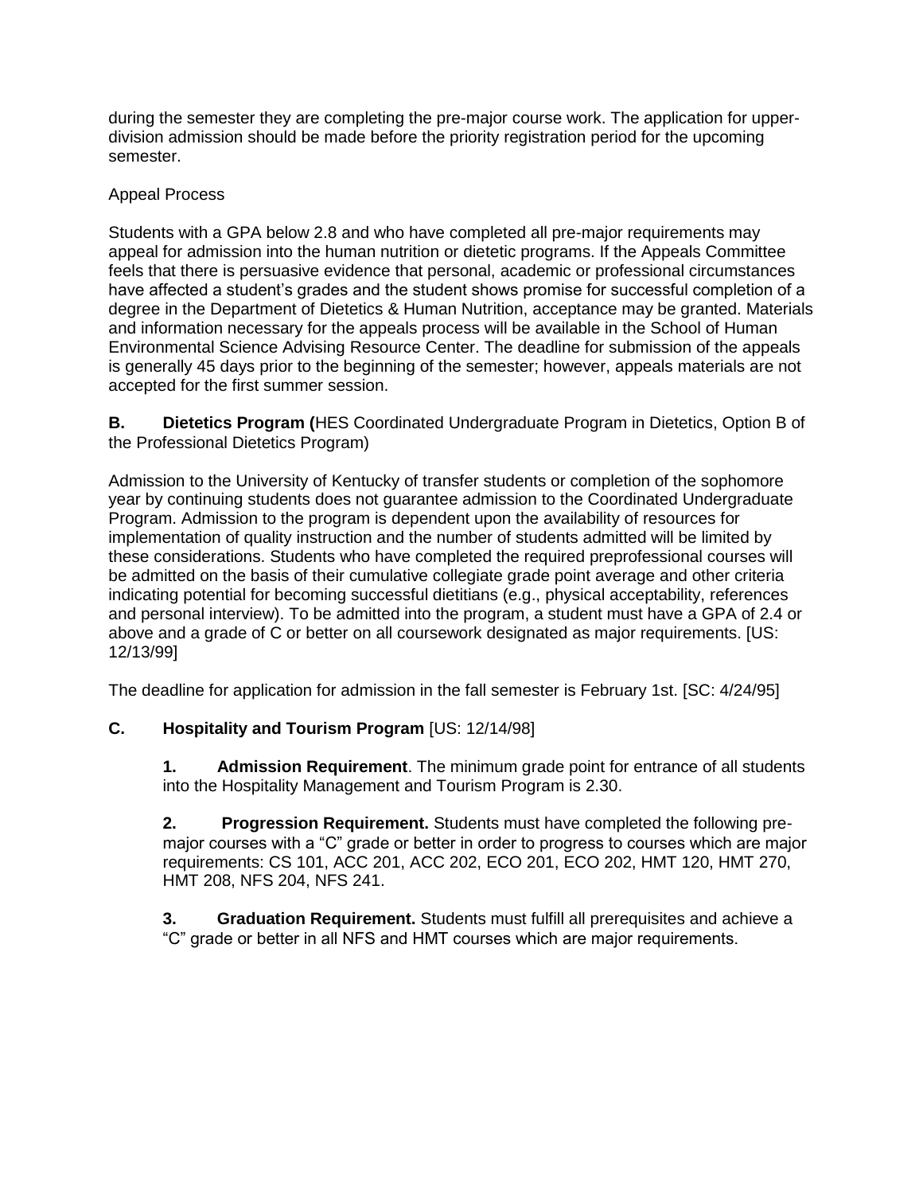during the semester they are completing the pre-major course work. The application for upper-division admission should be made before the priority registration period for the upcoming semester.

Appeal Process

Students with a GPA below 2.8 and who have completed all pre-major requirements may appeal for admission into the human nutrition or dietetic programs. If the Appeals Committee feels that there is persuasive evidence that personal, academic or professional circumstances have affected a student's grades and the student shows promise for successful completion of a degree in the Department of Dietetics & Human Nutrition, acceptance may be granted. Materials and information necessary for the appeals process will be available in the School of Human Environmental Science Advising Resource Center. The deadline for submission of the appeals is generally 45 days prior to the beginning of the semester; however, appeals materials are not accepted for the first summer session.

**B. Dietetics Program (**HES Coordinated Undergraduate Program in Dietetics, Option B of the Professional Dietetics Program)

Admission to the University of Kentucky of transfer students or completion of the sophomore year by continuing students does not guarantee admission to the Coordinated Undergraduate Program. Admission to the program is dependent upon the availability of resources for implementation of quality instruction and the number of students admitted will be limited by these considerations. Students who have completed the required preprofessional courses will be admitted on the basis of their cumulative collegiate grade point average and other criteria indicating potential for becoming successful dietitians (e.g., physical acceptability, references and personal interview). To be admitted into the program, a student must have a GPA of 2.4 or above and a grade of C or better on all coursework designated as major requirements. [US: 12/13/99]

The deadline for application for admission in the fall semester is February 1st. [SC: 4/24/95]

**C. Hospitality and Tourism Program** [US: 12/14/98]

**1. Admission Requirement**. The minimum grade point for entrance of all students into the Hospitality Management and Tourism Program is 2.30.

**2. Progression Requirement.** Students must have completed the following pre-major courses with a "C" grade or better in order to progress to courses which are major requirements: CS 101, ACC 201, ACC 202, ECO 201, ECO 202, HMT 120, HMT 270, HMT 208, NFS 204, NFS 241.

**3. Graduation Requirement.** Students must fulfill all prerequisites and achieve a "C" grade or better in all NFS and HMT courses which are major requirements.